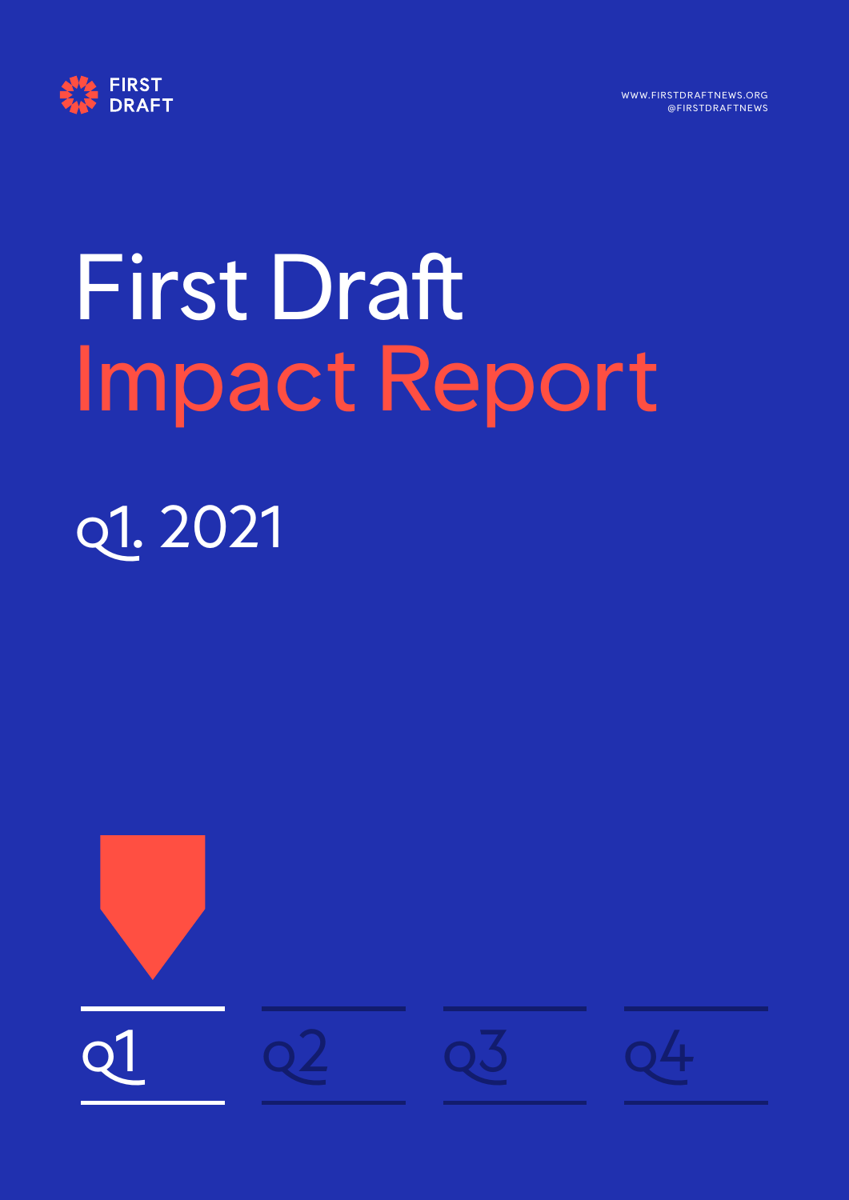FIRST DRAFT

WWW.FIRSTDRAFTNEWS.ORG
@FIRSTDRAFTNEWS

# First Draft Impact Report

## Q1. 2021

Q1 Q2 Q3 Q4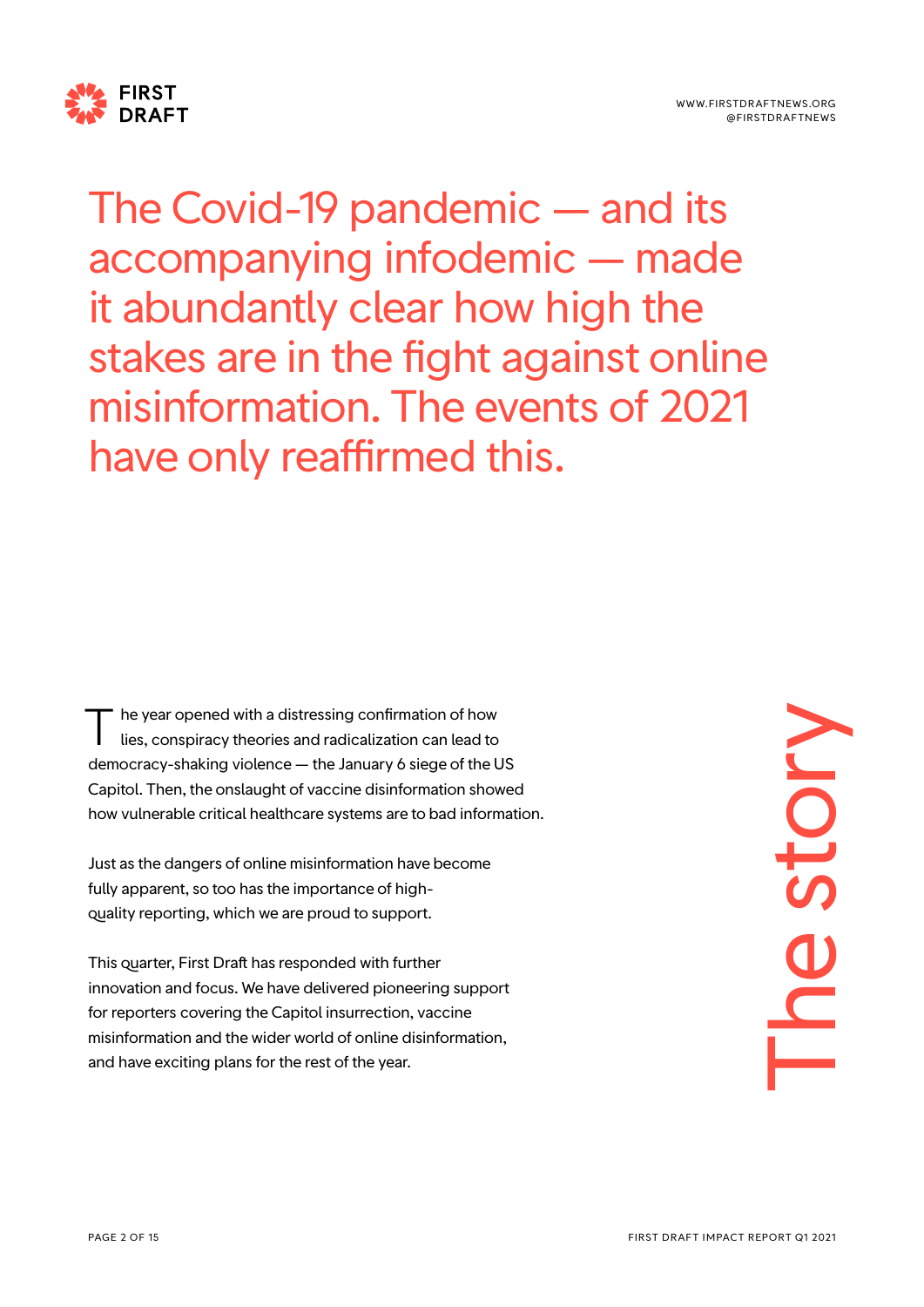# The story

The Covid-19 pandemic — and its accompanying infodemic — made it abundantly clear how high the stakes are in the fight against online misinformation. The events of 2021 have only reaffirmed this.

The year opened with a distressing confirmation of how lies, conspiracy theories and radicalization can lead to democracy-shaking violence — the January 6 siege of the US Capitol. Then, the onslaught of vaccine disinformation showed how vulnerable critical healthcare systems are to bad information.

Just as the dangers of online misinformation have become fully apparent, so too has the importance of high-quality reporting, which we are proud to support.

This quarter, First Draft has responded with further innovation and focus. We have delivered pioneering support for reporters covering the Capitol insurrection, vaccine misinformation and the wider world of online disinformation, and have exciting plans for the rest of the year.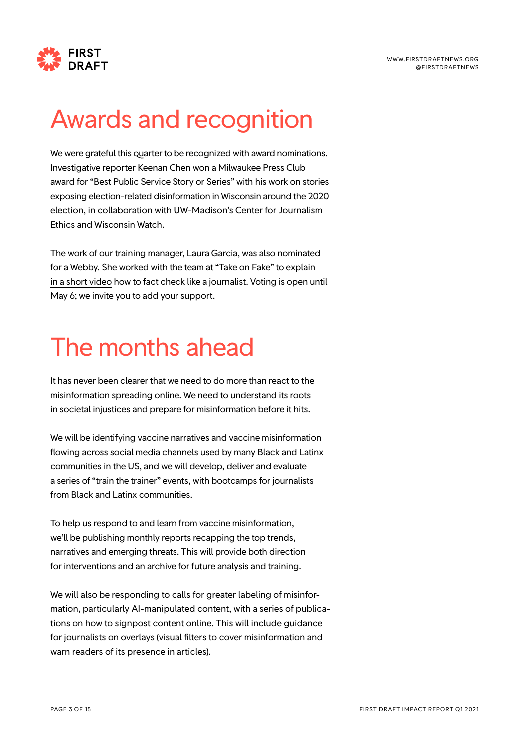# Awards and recognition

We were grateful this quarter to be recognized with award nominations. Investigative reporter Keenan Chen won a Milwaukee Press Club award for "Best Public Service Story or Series" with his work on stories exposing election-related disinformation in Wisconsin around the 2020 election, in collaboration with UW-Madison's Center for Journalism Ethics and Wisconsin Watch.

The work of our training manager, Laura Garcia, was also nominated for a Webby. She worked with the team at "Take on Fake" to explain in a short video how to fact check like a journalist. Voting is open until May 6; we invite you to add your support.

# The months ahead

It has never been clearer that we need to do more than react to the misinformation spreading online. We need to understand its roots in societal injustices and prepare for misinformation before it hits.

We will be identifying vaccine narratives and vaccine misinformation flowing across social media channels used by many Black and Latinx communities in the US, and we will develop, deliver and evaluate a series of "train the trainer" events, with bootcamps for journalists from Black and Latinx communities.

To help us respond to and learn from vaccine misinformation, we'll be publishing monthly reports recapping the top trends, narratives and emerging threats. This will provide both direction for interventions and an archive for future analysis and training.

We will also be responding to calls for greater labeling of misinformation, particularly AI-manipulated content, with a series of publications on how to signpost content online. This will include guidance for journalists on overlays (visual filters to cover misinformation and warn readers of its presence in articles).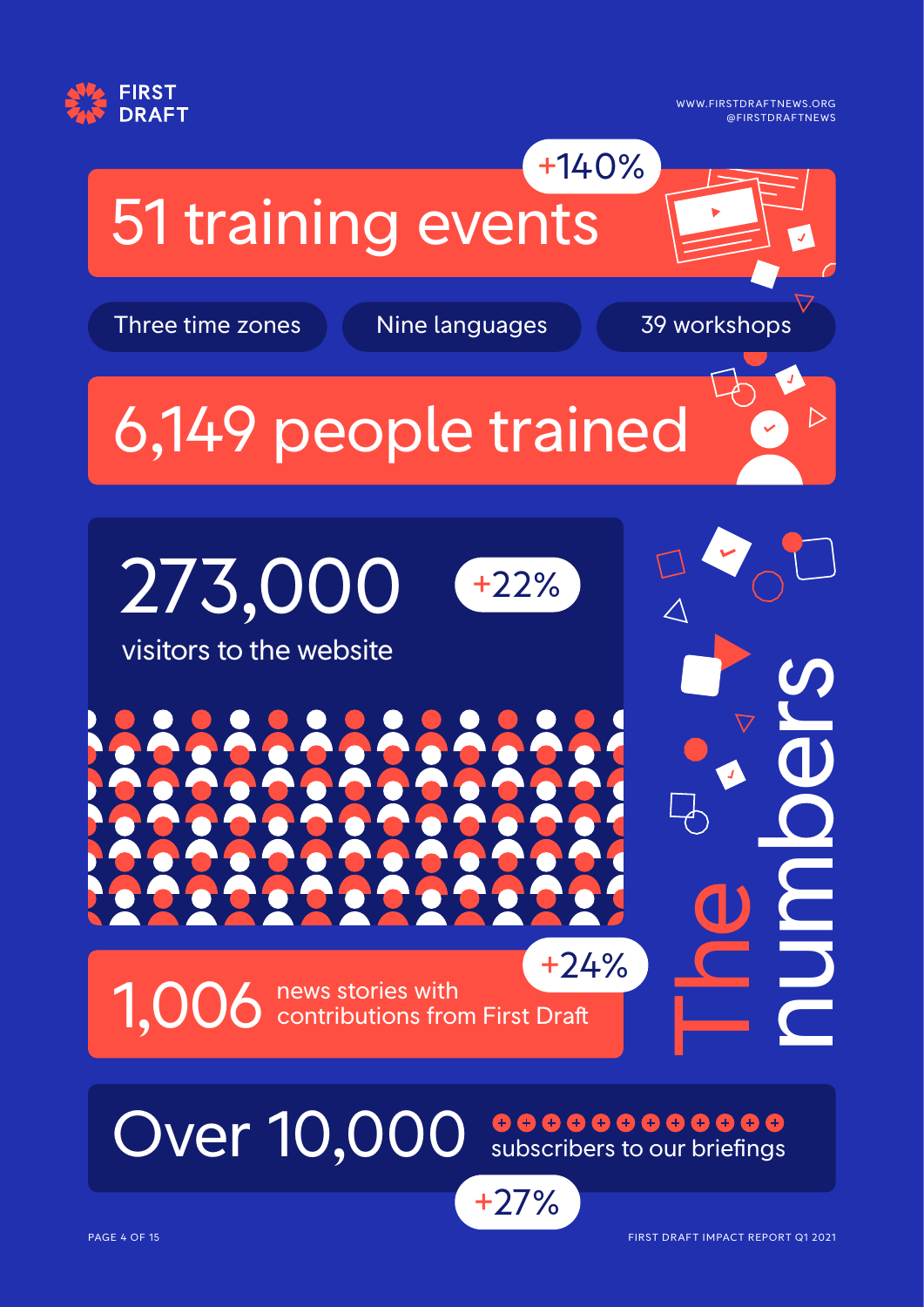# The numbers

## 51 training events

+140%

Three time zones

Nine languages

39 workshops

## 6,149 people trained

## 273,000

+22%

visitors to the website

## 1,006

news stories with contributions from First Draft

+24%

## Over 10,000

subscribers to our briefings

+27%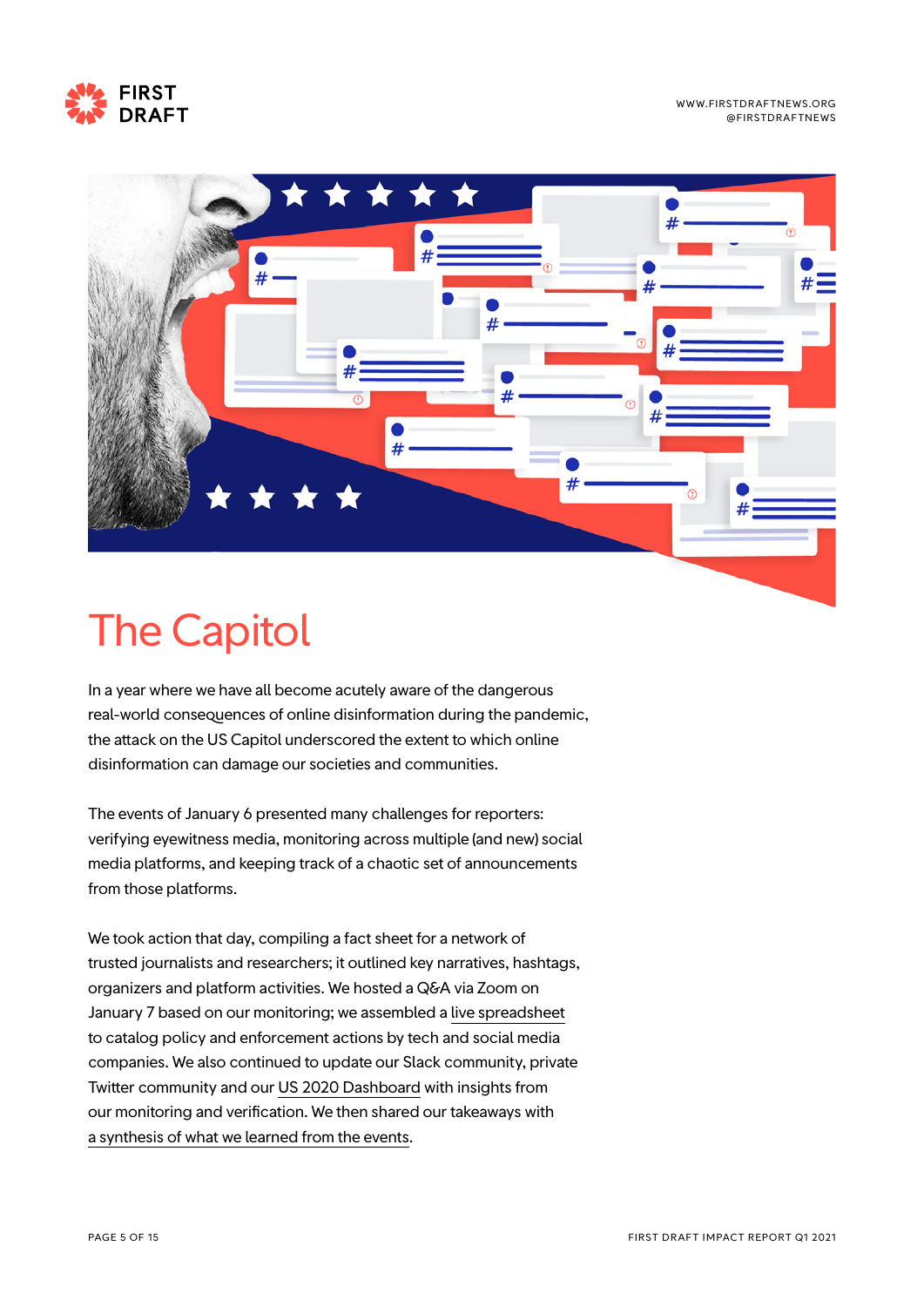# The Capitol

In a year where we have all become acutely aware of the dangerous real-world consequences of online disinformation during the pandemic, the attack on the US Capitol underscored the extent to which online disinformation can damage our societies and communities.

The events of January 6 presented many challenges for reporters: verifying eyewitness media, monitoring across multiple (and new) social media platforms, and keeping track of a chaotic set of announcements from those platforms.

We took action that day, compiling a fact sheet for a network of trusted journalists and researchers; it outlined key narratives, hashtags, organizers and platform activities. We hosted a Q&A via Zoom on January 7 based on our monitoring; we assembled a live spreadsheet to catalog policy and enforcement actions by tech and social media companies. We also continued to update our Slack community, private Twitter community and our US 2020 Dashboard with insights from our monitoring and verification. We then shared our takeaways with a synthesis of what we learned from the events.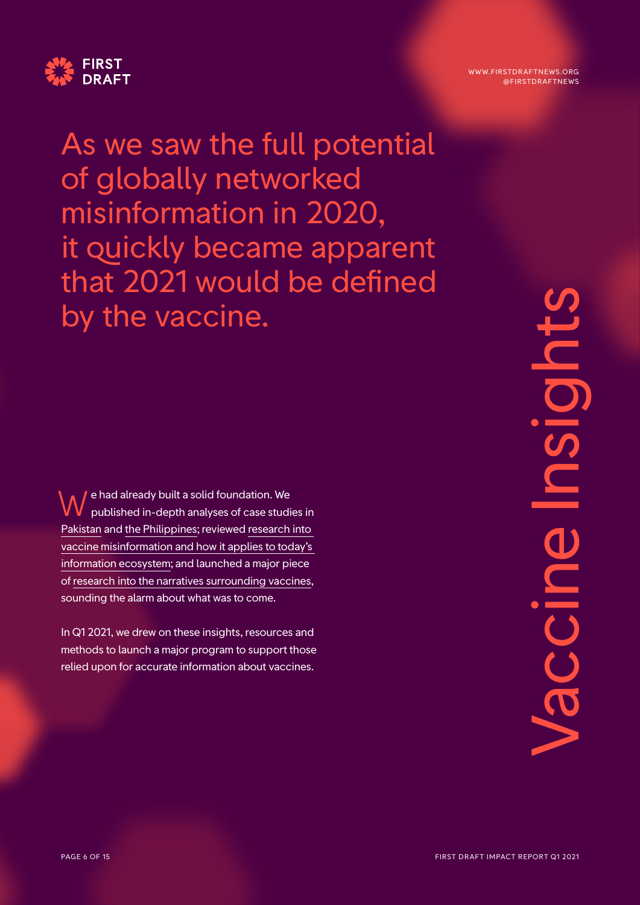# Vaccine Insights

## As we saw the full potential of globally networked misinformation in 2020, it quickly became apparent that 2021 would be defined by the vaccine.

We had already built a solid foundation. We published in-depth analyses of case studies in Pakistan and the Philippines; reviewed research into vaccine misinformation and how it applies to today's information ecosystem; and launched a major piece of research into the narratives surrounding vaccines, sounding the alarm about what was to come.

In Q1 2021, we drew on these insights, resources and methods to launch a major program to support those relied upon for accurate information about vaccines.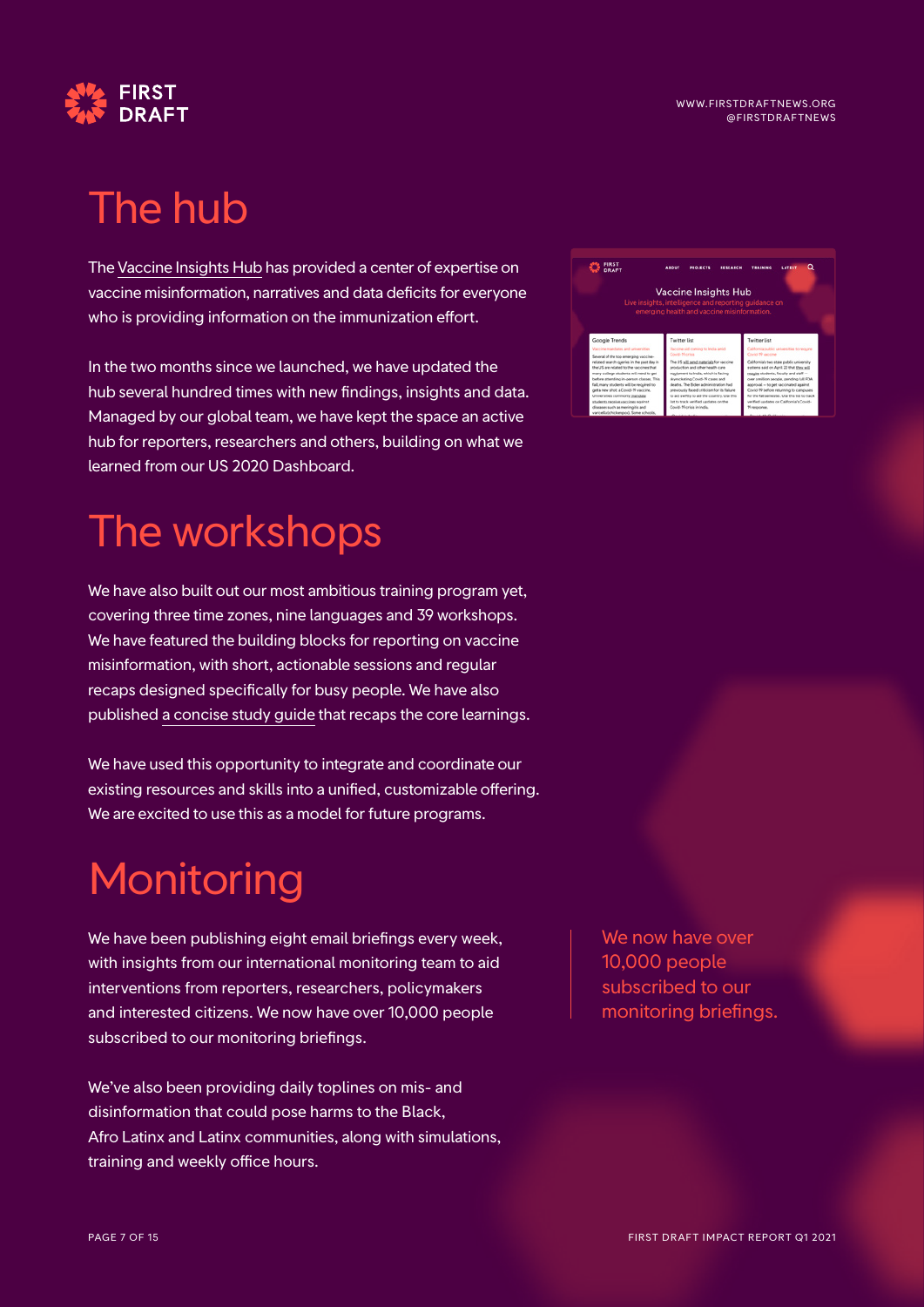# The hub

The Vaccine Insights Hub has provided a center of expertise on vaccine misinformation, narratives and data deficits for everyone who is providing information on the immunization effort.

In the two months since we launched, we have updated the hub several hundred times with new findings, insights and data. Managed by our global team, we have kept the space an active hub for reporters, researchers and others, building on what we learned from our US 2020 Dashboard.

# The workshops

We have also built out our most ambitious training program yet, covering three time zones, nine languages and 39 workshops. We have featured the building blocks for reporting on vaccine misinformation, with short, actionable sessions and regular recaps designed specifically for busy people. We have also published a concise study guide that recaps the core learnings.

We have used this opportunity to integrate and coordinate our existing resources and skills into a unified, customizable offering. We are excited to use this as a model for future programs.

# Monitoring

We have been publishing eight email briefings every week, with insights from our international monitoring team to aid interventions from reporters, researchers, policymakers and interested citizens. We now have over 10,000 people subscribed to our monitoring briefings.

We've also been providing daily toplines on mis- and disinformation that could pose harms to the Black, Afro Latinx and Latinx communities, along with simulations, training and weekly office hours.

> We now have over 10,000 people subscribed to our monitoring briefings.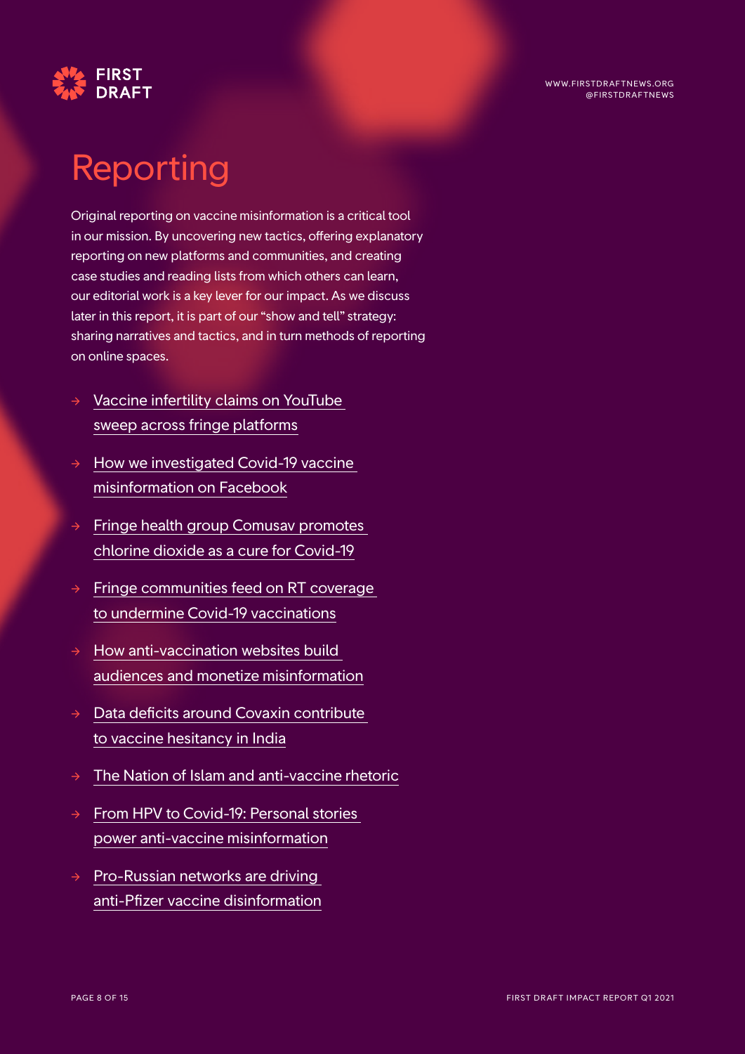# Reporting

Original reporting on vaccine misinformation is a critical tool in our mission. By uncovering new tactics, offering explanatory reporting on new platforms and communities, and creating case studies and reading lists from which others can learn, our editorial work is a key lever for our impact. As we discuss later in this report, it is part of our "show and tell" strategy: sharing narratives and tactics, and in turn methods of reporting on online spaces.

- Vaccine infertility claims on YouTube sweep across fringe platforms
- How we investigated Covid-19 vaccine misinformation on Facebook
- Fringe health group Comusav promotes chlorine dioxide as a cure for Covid-19
- Fringe communities feed on RT coverage to undermine Covid-19 vaccinations
- How anti-vaccination websites build audiences and monetize misinformation
- Data deficits around Covaxin contribute to vaccine hesitancy in India
- The Nation of Islam and anti-vaccine rhetoric
- From HPV to Covid-19: Personal stories power anti-vaccine misinformation
- Pro-Russian networks are driving anti-Pfizer vaccine disinformation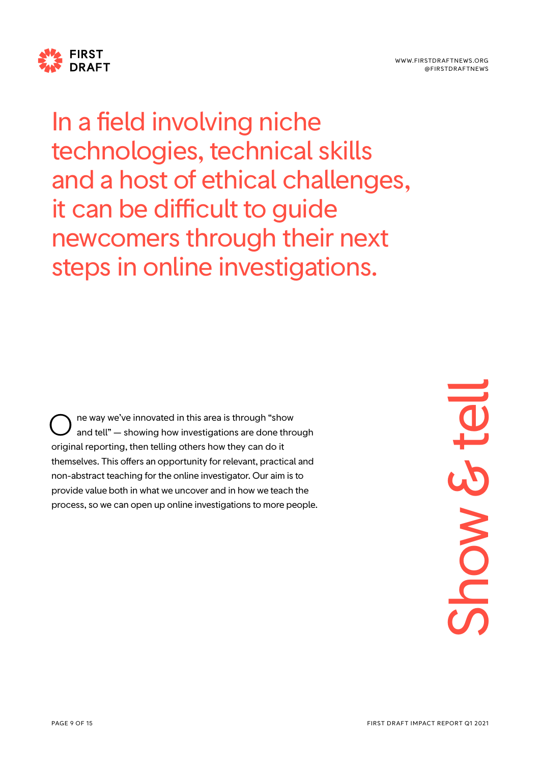# Show & tell

In a field involving niche technologies, technical skills and a host of ethical challenges, it can be difficult to guide newcomers through their next steps in online investigations.

One way we've innovated in this area is through "show and tell" — showing how investigations are done through original reporting, then telling others how they can do it themselves. This offers an opportunity for relevant, practical and non-abstract teaching for the online investigator. Our aim is to provide value both in what we uncover and in how we teach the process, so we can open up online investigations to more people.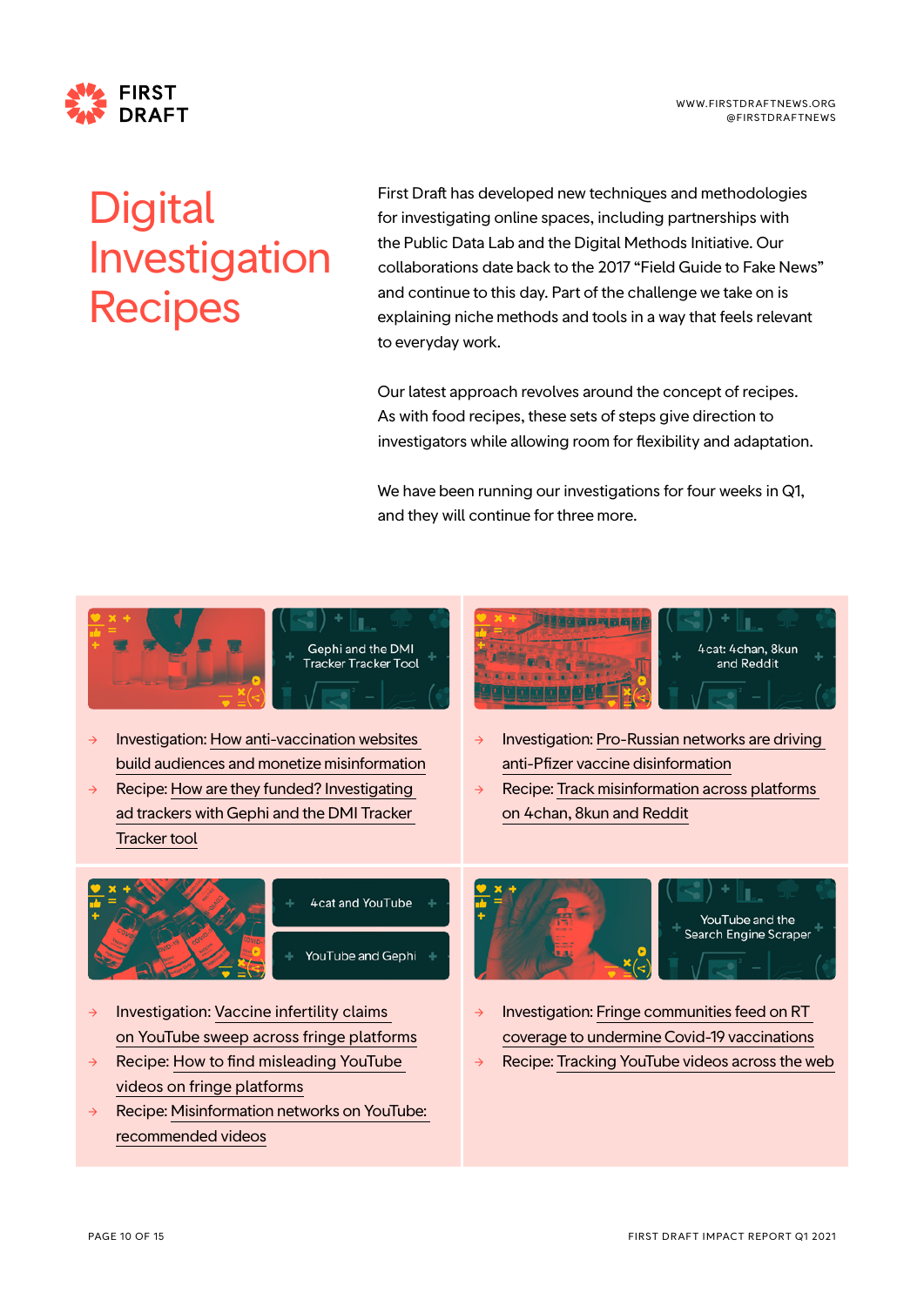# Digital Investigation Recipes

First Draft has developed new techniques and methodologies for investigating online spaces, including partnerships with the Public Data Lab and the Digital Methods Initiative. Our collaborations date back to the 2017 "Field Guide to Fake News" and continue to this day. Part of the challenge we take on is explaining niche methods and tools in a way that feels relevant to everyday work.

Our latest approach revolves around the concept of recipes. As with food recipes, these sets of steps give direction to investigators while allowing room for flexibility and adaptation.

We have been running our investigations for four weeks in Q1, and they will continue for three more.

Gephi and the DMI Tracker Tracker Tool

- Investigation: How anti-vaccination websites build audiences and monetize misinformation
- Recipe: How are they funded? Investigating ad trackers with Gephi and the DMI Tracker Tracker tool

4cat: 4chan, 8kun and Reddit

- Investigation: Pro-Russian networks are driving anti-Pfizer vaccine disinformation
- Recipe: Track misinformation across platforms on 4chan, 8kun and Reddit

4cat and YouTube

YouTube and Gephi

- Investigation: Vaccine infertility claims on YouTube sweep across fringe platforms
- Recipe: How to find misleading YouTube videos on fringe platforms
- Recipe: Misinformation networks on YouTube: recommended videos

YouTube and the Search Engine Scraper

- Investigation: Fringe communities feed on RT coverage to undermine Covid-19 vaccinations
- Recipe: Tracking YouTube videos across the web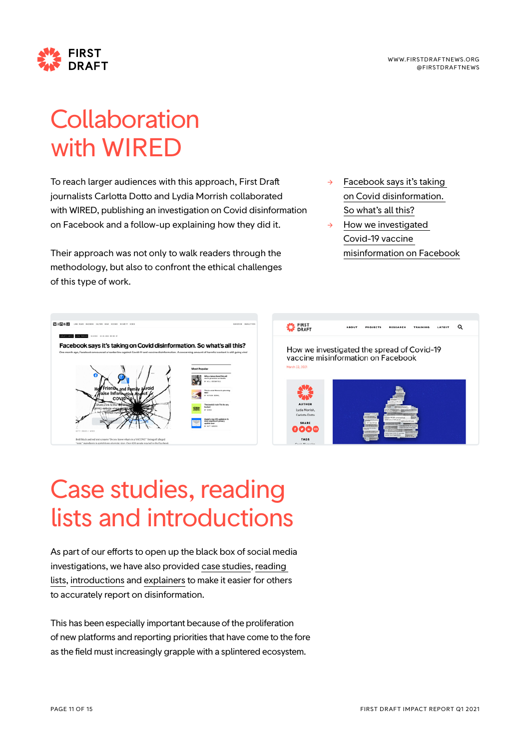# Collaboration with WIRED

To reach larger audiences with this approach, First Draft journalists Carlotta Dotto and Lydia Morrish collaborated with WIRED, publishing an investigation on Covid disinformation on Facebook and a follow-up explaining how they did it.

Their approach was not only to walk readers through the methodology, but also to confront the ethical challenges of this type of work.

- → Facebook says it's taking on Covid disinformation. So what's all this?
- → How we investigated Covid-19 vaccine misinformation on Facebook

# Case studies, reading lists and introductions

As part of our efforts to open up the black box of social media investigations, we have also provided case studies, reading lists, introductions and explainers to make it easier for others to accurately report on disinformation.

This has been especially important because of the proliferation of new platforms and reporting priorities that have come to the fore as the field must increasingly grapple with a splintered ecosystem.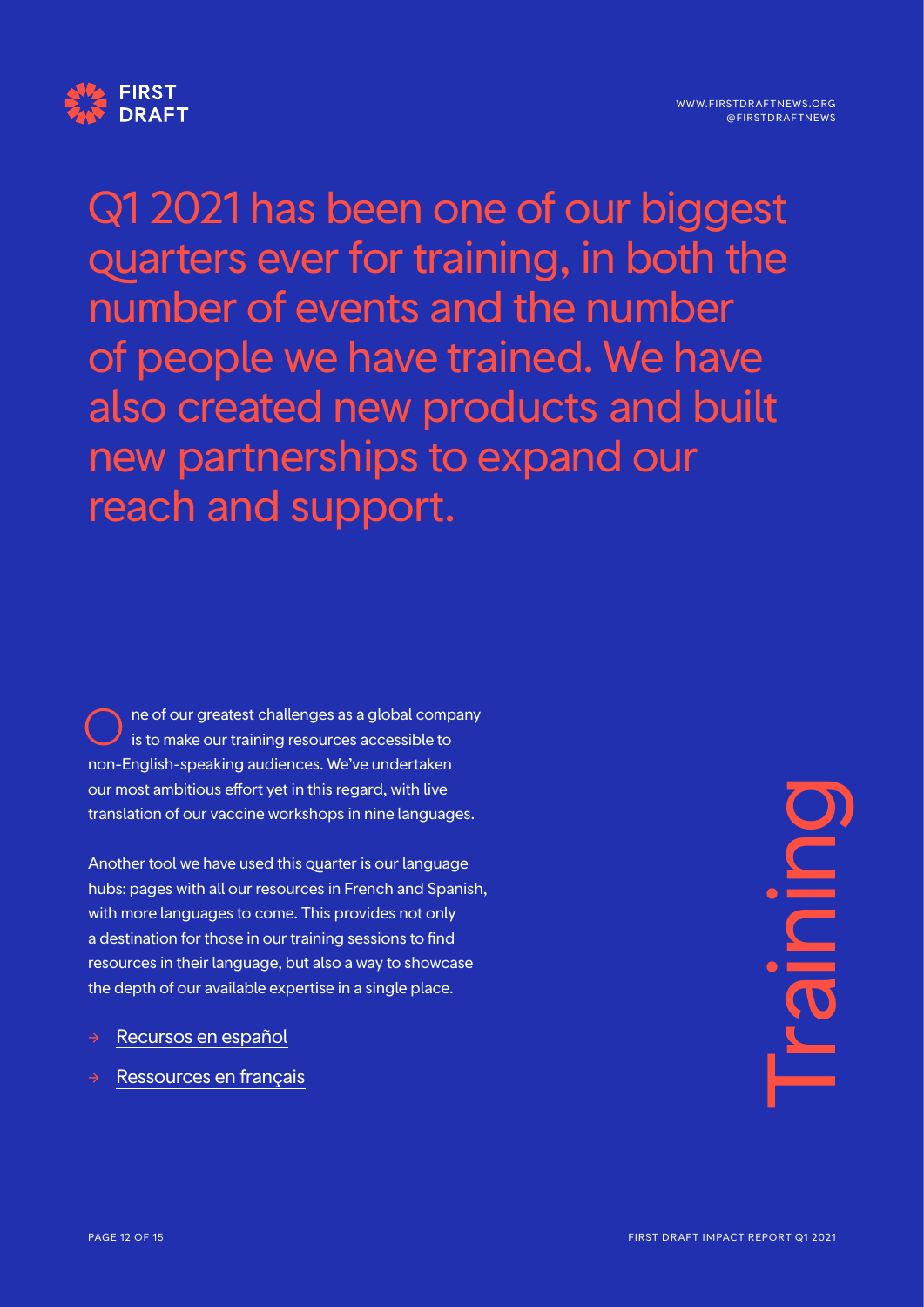# Training

Q1 2021 has been one of our biggest quarters ever for training, in both the number of events and the number of people we have trained. We have also created new products and built new partnerships to expand our reach and support.

One of our greatest challenges as a global company is to make our training resources accessible to non-English-speaking audiences. We've undertaken our most ambitious effort yet in this regard, with live translation of our vaccine workshops in nine languages.

Another tool we have used this quarter is our language hubs: pages with all our resources in French and Spanish, with more languages to come. This provides not only a destination for those in our training sessions to find resources in their language, but also a way to showcase the depth of our available expertise in a single place.

- → Recursos en español
- → Ressources en français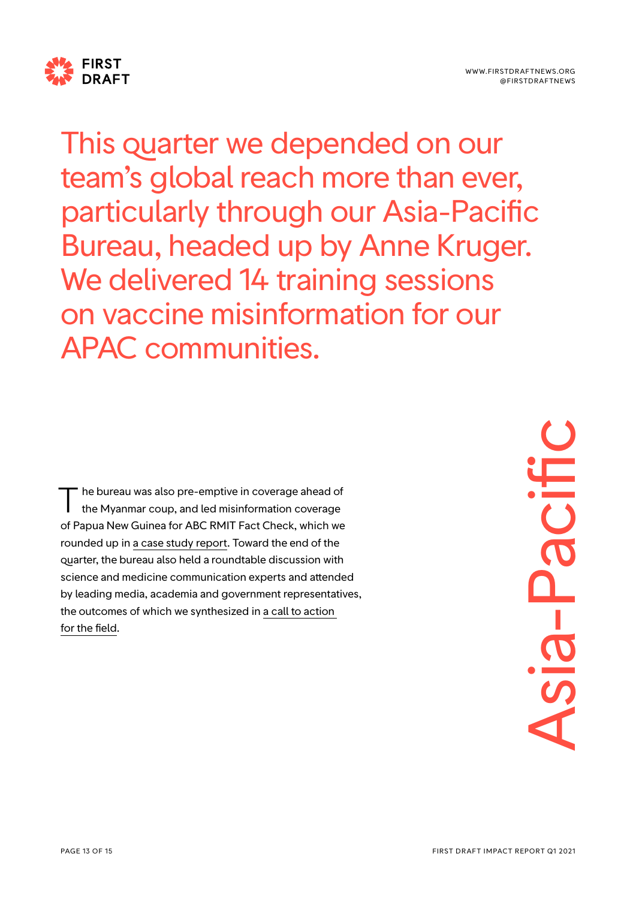# Asia-Pacific

This quarter we depended on our team's global reach more than ever, particularly through our Asia-Pacific Bureau, headed up by Anne Kruger. We delivered 14 training sessions on vaccine misinformation for our APAC communities.

The bureau was also pre-emptive in coverage ahead of the Myanmar coup, and led misinformation coverage of Papua New Guinea for ABC RMIT Fact Check, which we rounded up in a case study report. Toward the end of the quarter, the bureau also held a roundtable discussion with science and medicine communication experts and attended by leading media, academia and government representatives, the outcomes of which we synthesized in a call to action for the field.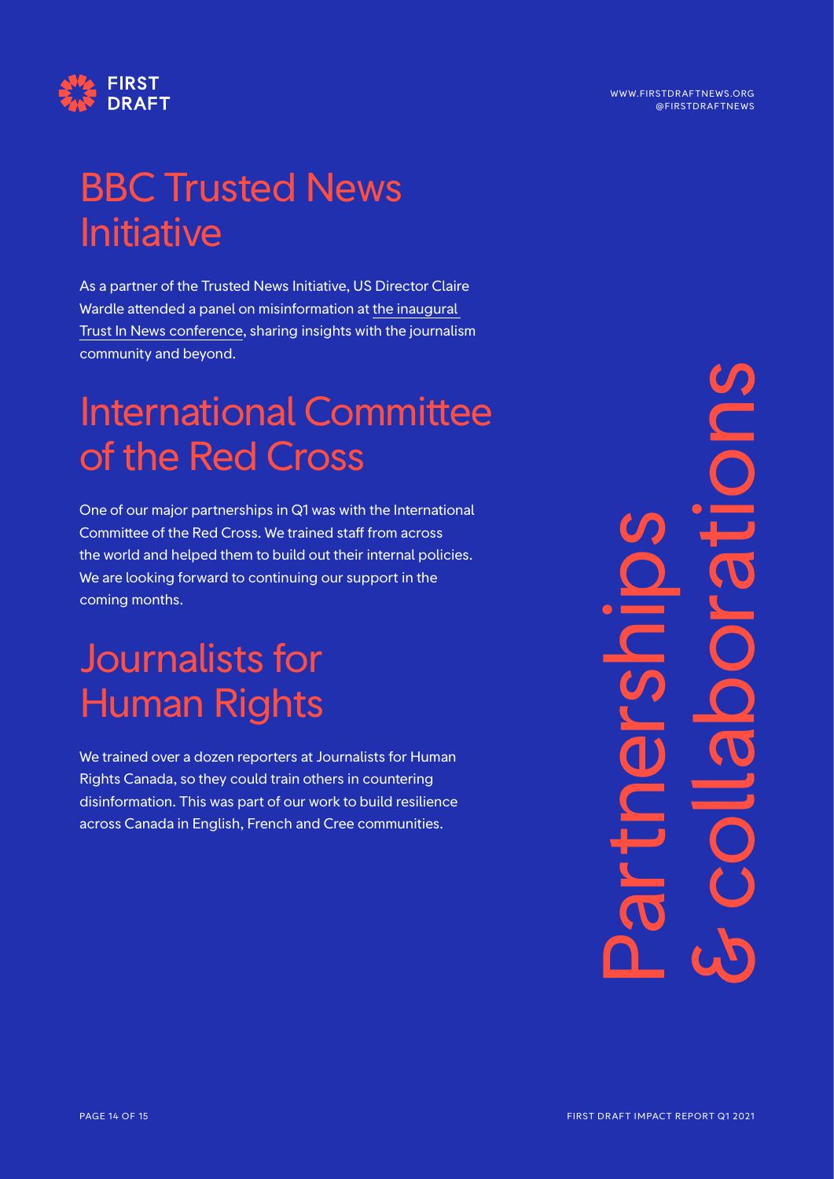# Partnerships & collaborations

## BBC Trusted News Initiative

As a partner of the Trusted News Initiative, US Director Claire Wardle attended a panel on misinformation at the inaugural Trust In News conference, sharing insights with the journalism community and beyond.

## International Committee of the Red Cross

One of our major partnerships in Q1 was with the International Committee of the Red Cross. We trained staff from across the world and helped them to build out their internal policies. We are looking forward to continuing our support in the coming months.

## Journalists for Human Rights

We trained over a dozen reporters at Journalists for Human Rights Canada, so they could train others in countering disinformation. This was part of our work to build resilience across Canada in English, French and Cree communities.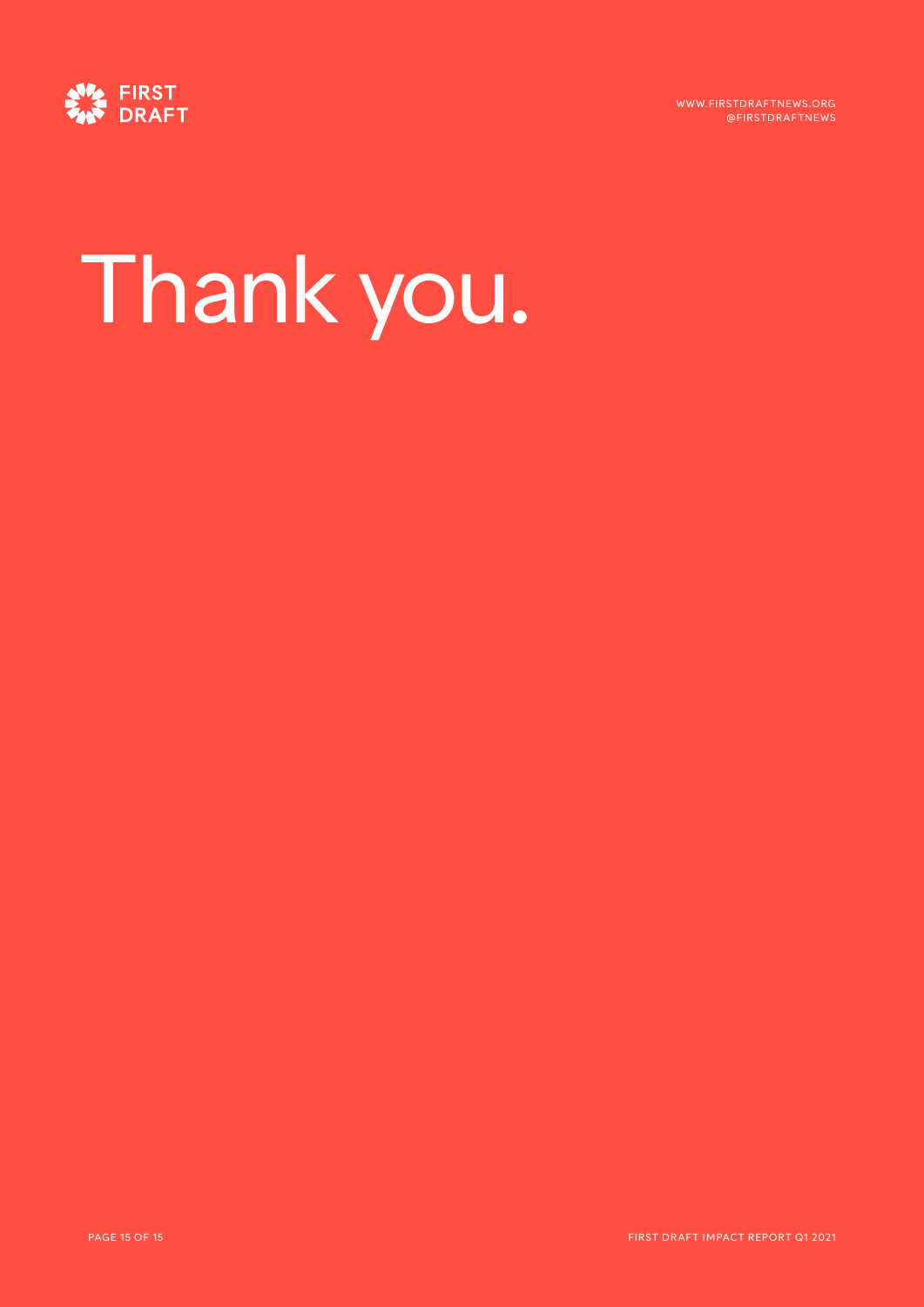# Thank you.